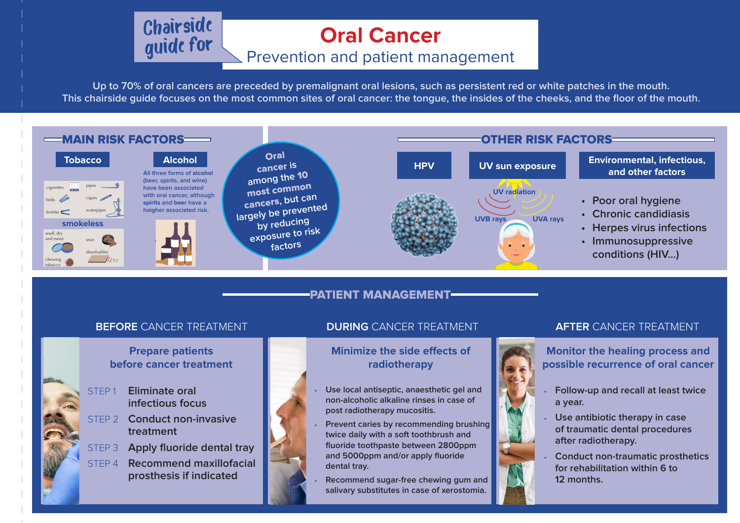# Chairside guide for Oral Cancer

## Prevention and patient management

Up to 70% of oral cancers are preceded by premalignant oral lesions, such as persistent red or white patches in the mouth.
This chairside guide focuses on the most common sites of oral cancer: the tongue, the insides of the cheeks, and the floor of the mouth.

## MAIN RISK FACTORS

### Tobacco

cigarettes, pipes, bidis, cigars, kreteks, waterpipes

**smokeless**

snuff, dry and moist, snus, chewing tobacco, dissolvables

### Alcohol

All three forms of **alcohol** (beer, spirits, and wine) have been associated with oral cancer, although **spirits** and **beer** have a haigher associated risk.

**Oral cancer is among the 10 most common cancers, but can largely be prevented by reducing exposure to risk factors**

## OTHER RISK FACTORS

### HPV

### UV sun exposure

UV radiation, UVB rays, UVA rays

### Environmental, infectious, and other factors

- Poor oral hygiene
- Chronic candidiasis
- Herpes virus infections
- Immunosuppressive conditions (HIV...)

## PATIENT MANAGEMENT

### BEFORE CANCER TREATMENT

**Prepare patients before cancer treatment**

- STEP 1 Eliminate oral infectious focus
- STEP 2 Conduct non-invasive treatment
- STEP 3 Apply fluoride dental tray
- STEP 4 Recommend maxillofacial prosthesis if indicated

### DURING CANCER TREATMENT

**Minimize the side effects of radiotherapy**

- Use local antiseptic, anaesthetic gel and non-alcoholic alkaline rinses in case of post radiotherapy mucositis.
- Prevent caries by recommending brushing twice daily with a soft toothbrush and fluoride toothpaste between 2800ppm and 5000ppm and/or apply fluoride dental tray.
- Recommend sugar-free chewing gum and salivary substitutes in case of xerostomia.

### AFTER CANCER TREATMENT

**Monitor the healing process and possible recurrence of oral cancer**

- Follow-up and recall at least twice a year.
- Use antibiotic therapy in case of traumatic dental procedures after radiotherapy.
- Conduct non-traumatic prosthetics for rehabilitation within 6 to 12 months.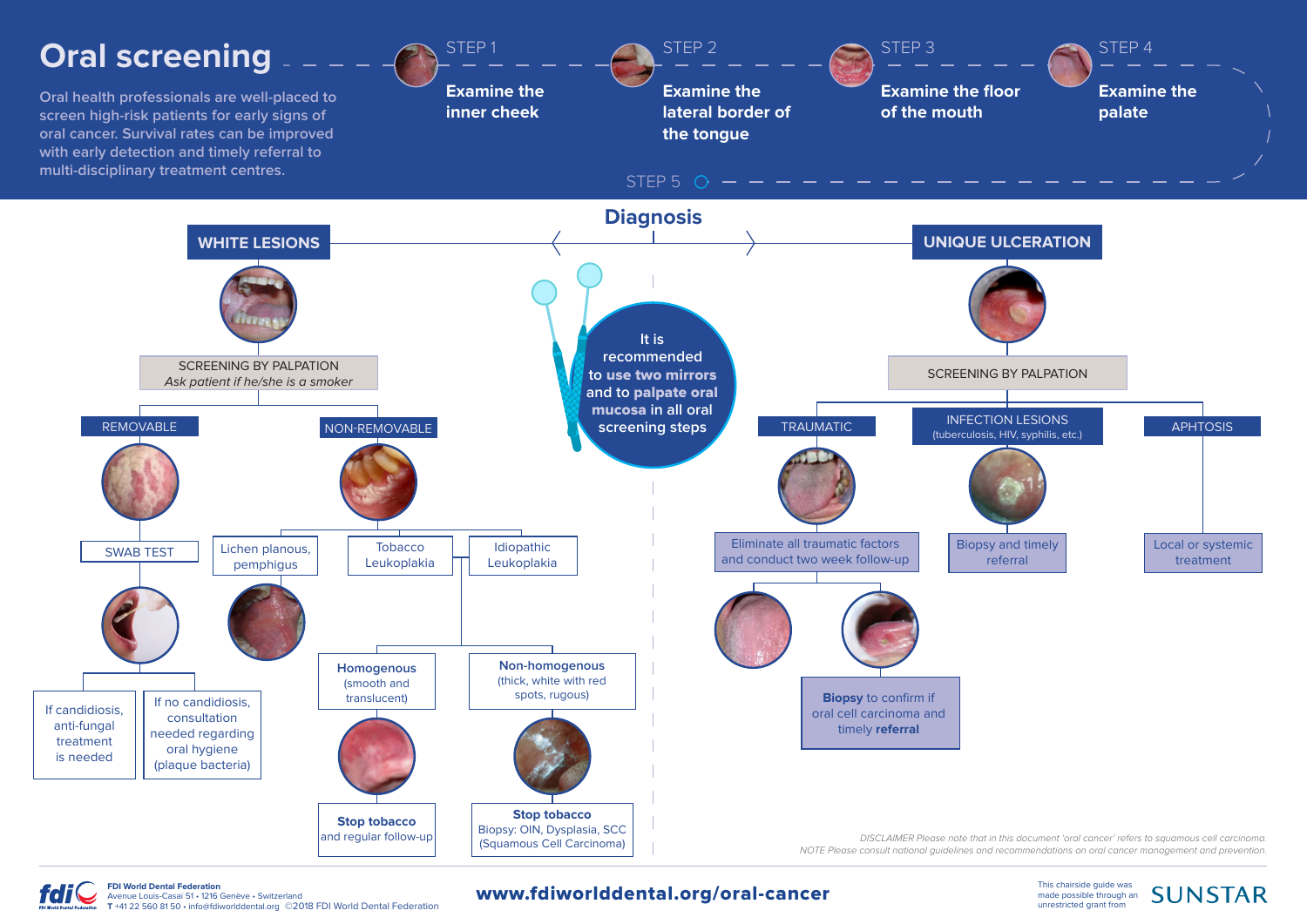# Oral screening

Oral health professionals are well-placed to screen high-risk patients for early signs of oral cancer. Survival rates can be improved with early detection and timely referral to multi-disciplinary treatment centres.

STEP 1
**Examine the inner cheek**

STEP 2
**Examine the lateral border of the tongue**

STEP 3
**Examine the floor of the mouth**

STEP 4
**Examine the palate**

STEP 5

## Diagnosis

It is recommended to **use two mirrors** and to **palpate oral mucosa** in all oral screening steps

### WHITE LESIONS

SCREENING BY PALPATION
*Ask patient if he/she is a smoker*

**REMOVABLE**

SWAB TEST

- If candidiosis, anti-fungal treatment is needed
- If no candidiosis, consultation needed regarding oral hygiene (plaque bacteria)

**NON-REMOVABLE**

- Lichen planous, pemphigus
- Tobacco Leukoplakia
- Idiopathic Leukoplakia

**Homogenous** (smooth and translucent)
**Stop tobacco** and regular follow-up

**Non-homogenous** (thick, white with red spots, rugous)
**Stop tobacco**
Biopsy: OIN, Dysplasia, SCC (Squamous Cell Carcinoma)

### UNIQUE ULCERATION

SCREENING BY PALPATION

**TRAUMATIC**
Eliminate all traumatic factors and conduct two week follow-up

**Biopsy** to confirm if oral cell carcinoma and timely **referral**

**INFECTION LESIONS** (tuberculosis, HIV, syphilis, etc.)
Biopsy and timely referral

**APHTOSIS**
Local or systemic treatment

*DISCLAIMER Please note that in this document 'oral cancer' refers to squamous cell carcinoma.*
*NOTE Please consult national guidelines and recommendations on oral cancer management and prevention.*

**FDI World Dental Federation**
Avenue Louis-Casai 51 • 1216 Genève • Switzerland
T +41 22 560 81 50 • info@fdiworlddental.org ©2018 FDI World Dental Federation

**www.fdiworlddental.org/oral-cancer**

This chairside guide was made possible through an unrestricted grant from SUNSTAR